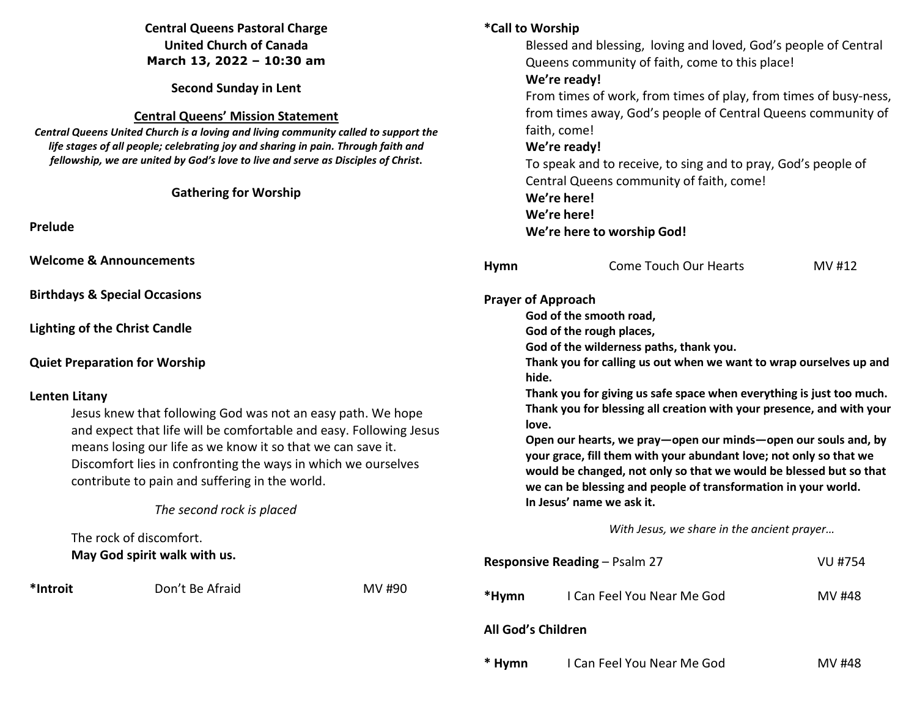**Central Queens Pastoral Charge**
**United Church of Canada**
**March 13, 2022 – 10:30 am**

**Second Sunday in Lent**

**Central Queens' Mission Statement**

***Central Queens United Church is a loving and living community called to support the life stages of all people; celebrating joy and sharing in pain. Through faith and fellowship, we are united by God's love to live and serve as Disciples of Christ.***

## Gathering for Worship

**Prelude**

**Welcome & Announcements**

**Birthdays & Special Occasions**

**Lighting of the Christ Candle**

**Quiet Preparation for Worship**

**Lenten Litany**

Jesus knew that following God was not an easy path. We hope and expect that life will be comfortable and easy. Following Jesus means losing our life as we know it so that we can save it. Discomfort lies in confronting the ways in which we ourselves contribute to pain and suffering in the world.

*The second rock is placed*

The rock of discomfort.
**May God spirit walk with us.**

**\*Introit** Don't Be Afraid MV #90

**\*Call to Worship**

Blessed and blessing, loving and loved, God's people of Central Queens community of faith, come to this place!
**We're ready!**
From times of work, from times of play, from times of busy-ness, from times away, God's people of Central Queens community of faith, come!
**We're ready!**
To speak and to receive, to sing and to pray, God's people of Central Queens community of faith, come!
**We're here!**
**We're here!**
**We're here to worship God!**

**Hymn** Come Touch Our Hearts MV #12

**Prayer of Approach**

**God of the smooth road,**
**God of the rough places,**
**God of the wilderness paths, thank you.**
**Thank you for calling us out when we want to wrap ourselves up and hide.**
**Thank you for giving us safe space when everything is just too much.**
**Thank you for blessing all creation with your presence, and with your love.**
**Open our hearts, we pray—open our minds—open our souls and, by your grace, fill them with your abundant love; not only so that we would be changed, not only so that we would be blessed but so that we can be blessing and people of transformation in your world.**
**In Jesus' name we ask it.**

*With Jesus, we share in the ancient prayer…*

**Responsive Reading** – Psalm 27 VU #754

**\*Hymn** I Can Feel You Near Me God MV #48

**All God's Children**

**\* Hymn** I Can Feel You Near Me God MV #48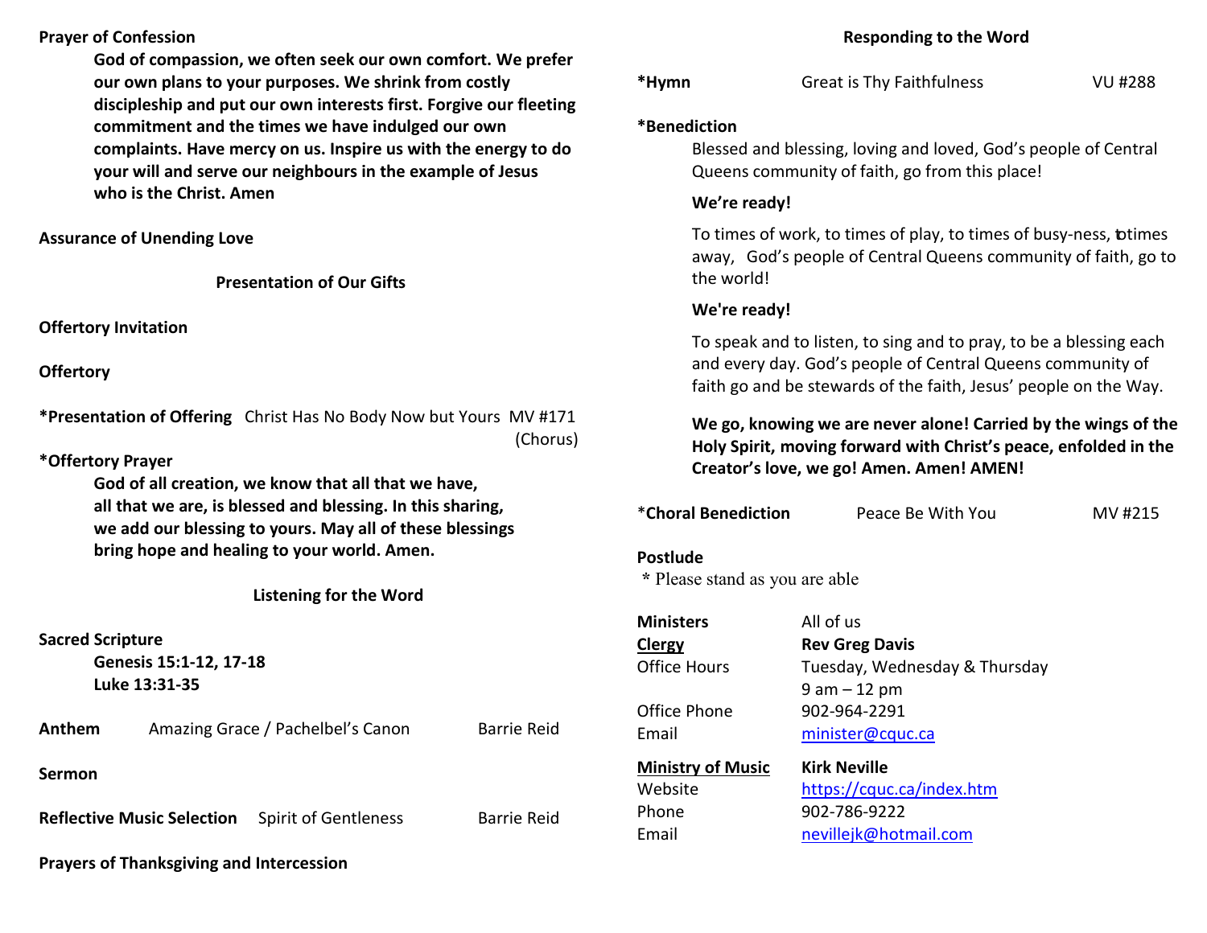**Prayer of Confession**

**God of compassion, we often seek our own comfort. We prefer our own plans to your purposes. We shrink from costly discipleship and put our own interests first. Forgive our fleeting commitment and the times we have indulged our own complaints. Have mercy on us. Inspire us with the energy to do your will and serve our neighbours in the example of Jesus who is the Christ. Amen**

**Assurance of Unending Love**

**Presentation of Our Gifts**

**Offertory Invitation**

**Offertory**

**\*Presentation of Offering** Christ Has No Body Now but Yours MV #171 (Chorus)

**\*Offertory Prayer**

**God of all creation, we know that all that we have, all that we are, is blessed and blessing. In this sharing, we add our blessing to yours. May all of these blessings bring hope and healing to your world. Amen.**

**Listening for the Word**

**Sacred Scripture**

**Genesis 15:1-12, 17-18**
**Luke 13:31-35**

**Anthem** Amazing Grace / Pachelbel's Canon Barrie Reid

**Sermon**

**Reflective Music Selection** Spirit of Gentleness Barrie Reid

**Prayers of Thanksgiving and Intercession**

**Responding to the Word**

**\*Hymn** Great is Thy Faithfulness VU #288

**\*Benediction**

Blessed and blessing, loving and loved, God's people of Central Queens community of faith, go from this place!

**We're ready!**

To times of work, to times of play, to times of busy-ness, to times away, God's people of Central Queens community of faith, go to the world!

**We're ready!**

To speak and to listen, to sing and to pray, to be a blessing each and every day. God's people of Central Queens community of faith go and be stewards of the faith, Jesus' people on the Way.

**We go, knowing we are never alone! Carried by the wings of the Holy Spirit, moving forward with Christ's peace, enfolded in the Creator's love, we go! Amen. Amen! AMEN!**

\***Choral Benediction** Peace Be With You MV #215

**Postlude**

\* Please stand as you are able

| | |
|---|---|
| **Ministers** | All of us |
| **Clergy** | **Rev Greg Davis** |
| Office Hours | Tuesday, Wednesday & Thursday 9 am – 12 pm |
| Office Phone | 902-964-2291 |
| Email | minister@cquc.ca |
| **Ministry of Music** | **Kirk Neville** |
| Website | https://cquc.ca/index.htm |
| Phone | 902-786-9222 |
| Email | nevillejk@hotmail.com |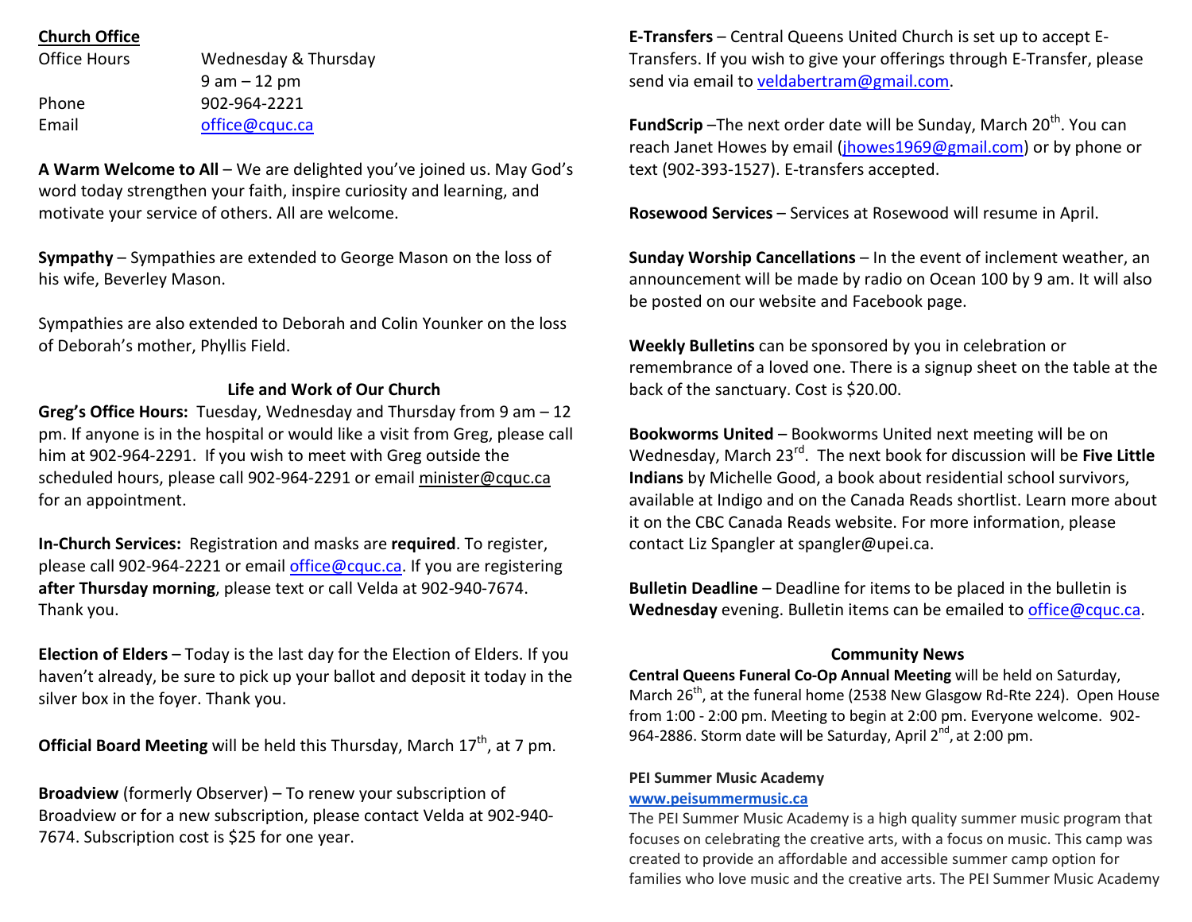**Church Office**

| | |
|---|---|
| Office Hours | Wednesday & Thursday |
| | 9 am – 12 pm |
| Phone | 902-964-2221 |
| Email | office@cquc.ca |

**A Warm Welcome to All** – We are delighted you've joined us. May God's word today strengthen your faith, inspire curiosity and learning, and motivate your service of others. All are welcome.

**Sympathy** – Sympathies are extended to George Mason on the loss of his wife, Beverley Mason.

Sympathies are also extended to Deborah and Colin Younker on the loss of Deborah's mother, Phyllis Field.

## Life and Work of Our Church

**Greg's Office Hours:** Tuesday, Wednesday and Thursday from 9 am – 12 pm. If anyone is in the hospital or would like a visit from Greg, please call him at 902-964-2291. If you wish to meet with Greg outside the scheduled hours, please call 902-964-2291 or email minister@cquc.ca for an appointment.

**In-Church Services:** Registration and masks are **required**. To register, please call 902-964-2221 or email office@cquc.ca. If you are registering **after Thursday morning**, please text or call Velda at 902-940-7674. Thank you.

**Election of Elders** – Today is the last day for the Election of Elders. If you haven't already, be sure to pick up your ballot and deposit it today in the silver box in the foyer. Thank you.

**Official Board Meeting** will be held this Thursday, March 17th, at 7 pm.

**Broadview** (formerly Observer) – To renew your subscription of Broadview or for a new subscription, please contact Velda at 902-940-7674. Subscription cost is $25 for one year.

**E-Transfers** – Central Queens United Church is set up to accept E-Transfers. If you wish to give your offerings through E-Transfer, please send via email to veldabertram@gmail.com.

**FundScrip** –The next order date will be Sunday, March 20th. You can reach Janet Howes by email (jhowes1969@gmail.com) or by phone or text (902-393-1527). E-transfers accepted.

**Rosewood Services** – Services at Rosewood will resume in April.

**Sunday Worship Cancellations** – In the event of inclement weather, an announcement will be made by radio on Ocean 100 by 9 am. It will also be posted on our website and Facebook page.

**Weekly Bulletins** can be sponsored by you in celebration or remembrance of a loved one. There is a signup sheet on the table at the back of the sanctuary. Cost is $20.00.

**Bookworms United** – Bookworms United next meeting will be on Wednesday, March 23rd. The next book for discussion will be **Five Little Indians** by Michelle Good, a book about residential school survivors, available at Indigo and on the Canada Reads shortlist. Learn more about it on the CBC Canada Reads website. For more information, please contact Liz Spangler at spangler@upei.ca.

**Bulletin Deadline** – Deadline for items to be placed in the bulletin is **Wednesday** evening. Bulletin items can be emailed to office@cquc.ca.

## Community News

**Central Queens Funeral Co-Op Annual Meeting** will be held on Saturday, March 26th, at the funeral home (2538 New Glasgow Rd-Rte 224). Open House from 1:00 - 2:00 pm. Meeting to begin at 2:00 pm. Everyone welcome. 902-964-2886. Storm date will be Saturday, April 2nd, at 2:00 pm.

**PEI Summer Music Academy**
**www.peisummermusic.ca**
The PEI Summer Music Academy is a high quality summer music program that focuses on celebrating the creative arts, with a focus on music. This camp was created to provide an affordable and accessible summer camp option for families who love music and the creative arts. The PEI Summer Music Academy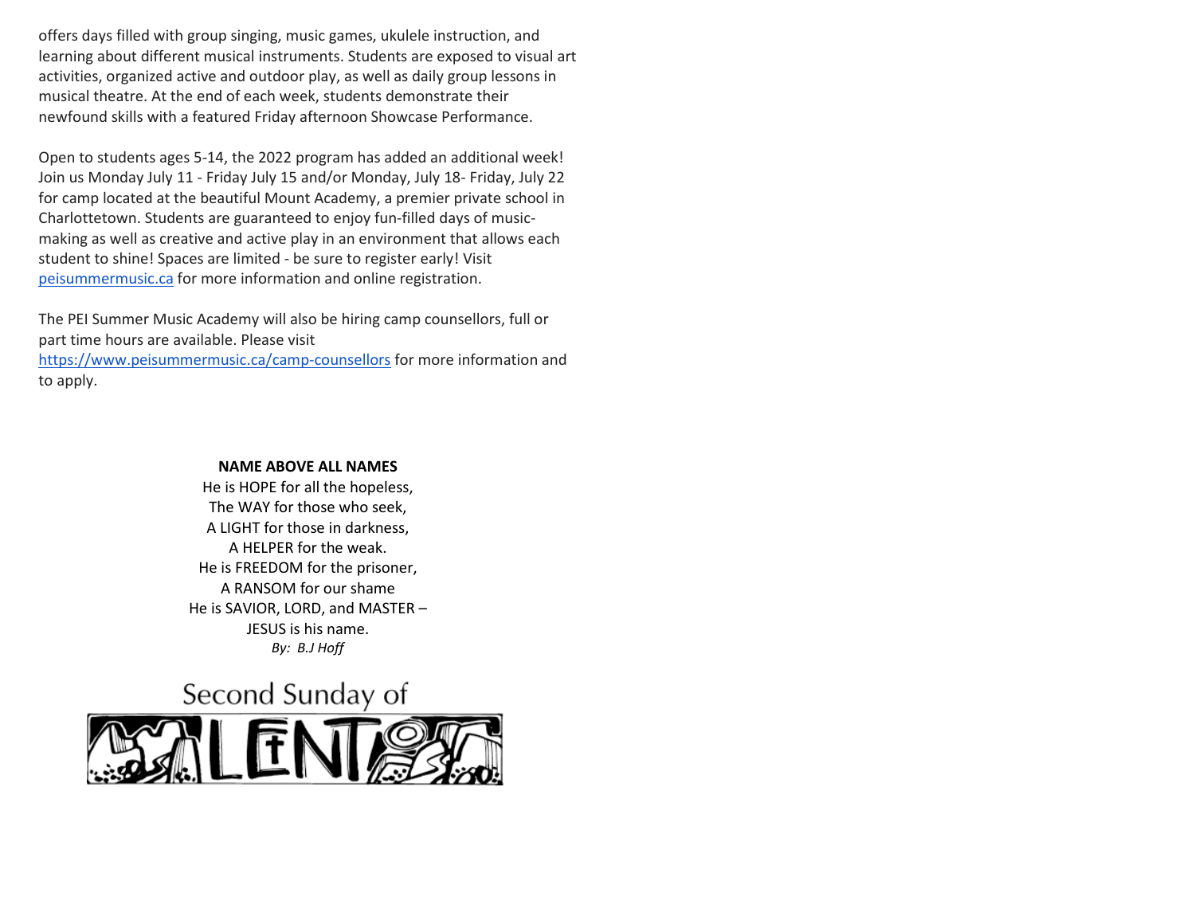offers days filled with group singing, music games, ukulele instruction, and learning about different musical instruments. Students are exposed to visual art activities, organized active and outdoor play, as well as daily group lessons in musical theatre. At the end of each week, students demonstrate their newfound skills with a featured Friday afternoon Showcase Performance.

Open to students ages 5-14, the 2022 program has added an additional week! Join us Monday July 11 - Friday July 15 and/or Monday, July 18- Friday, July 22 for camp located at the beautiful Mount Academy, a premier private school in Charlottetown. Students are guaranteed to enjoy fun-filled days of music-making as well as creative and active play in an environment that allows each student to shine! Spaces are limited - be sure to register early! Visit [peisummermusic.ca](peisummermusic.ca) for more information and online registration.

The PEI Summer Music Academy will also be hiring camp counsellors, full or part time hours are available. Please visit [https://www.peisummermusic.ca/camp-counsellors](https://www.peisummermusic.ca/camp-counsellors) for more information and to apply.

**NAME ABOVE ALL NAMES**

He is HOPE for all the hopeless,
The WAY for those who seek,
A LIGHT for those in darkness,
A HELPER for the weak.
He is FREEDOM for the prisoner,
A RANSOM for our shame
He is SAVIOR, LORD, and MASTER –
JESUS is his name.
*By: B.J Hoff*

Second Sunday of LENT